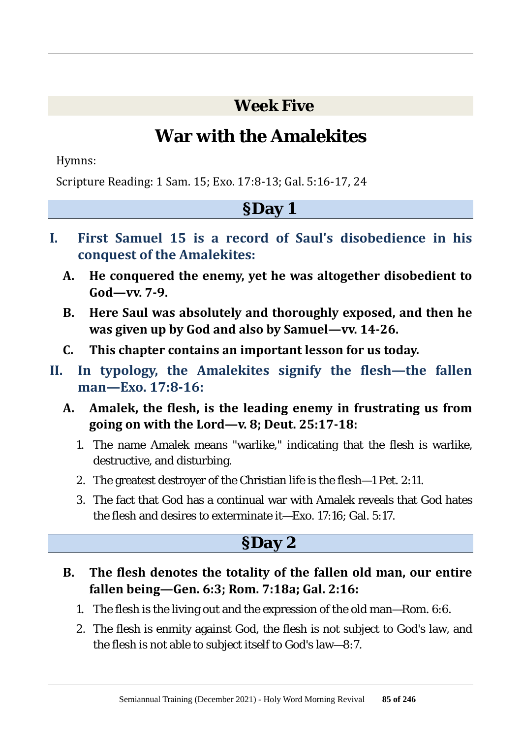## Week Five

# War with the Amalekites

Hymns:

Scripture Reading: 1 Sam. 15; Exo. 17:8-13; Gal. 5:16-17, 24

## §Day 1

**I. First Samuel 15 is a record of Saul's disobedience in his conquest of the Amalekites:**

**A. He conquered the enemy, yet he was altogether disobedient to God—vv. 7-9.**

**B. Here Saul was absolutely and thoroughly exposed, and then he was given up by God and also by Samuel—vv. 14-26.**

**C. This chapter contains an important lesson for us today.**

**II. In typology, the Amalekites signify the flesh—the fallen man—Exo. 17:8-16:**

**A. Amalek, the flesh, is the leading enemy in frustrating us from going on with the Lord—v. 8; Deut. 25:17-18:**

1. The name Amalek means "warlike," indicating that the flesh is warlike, destructive, and disturbing.
2. The greatest destroyer of the Christian life is the flesh—1 Pet. 2:11.
3. The fact that God has a continual war with Amalek reveals that God hates the flesh and desires to exterminate it—Exo. 17:16; Gal. 5:17.

## §Day 2

**B. The flesh denotes the totality of the fallen old man, our entire fallen being—Gen. 6:3; Rom. 7:18a; Gal. 2:16:**

1. The flesh is the living out and the expression of the old man—Rom. 6:6.
2. The flesh is enmity against God, the flesh is not subject to God's law, and the flesh is not able to subject itself to God's law—8:7.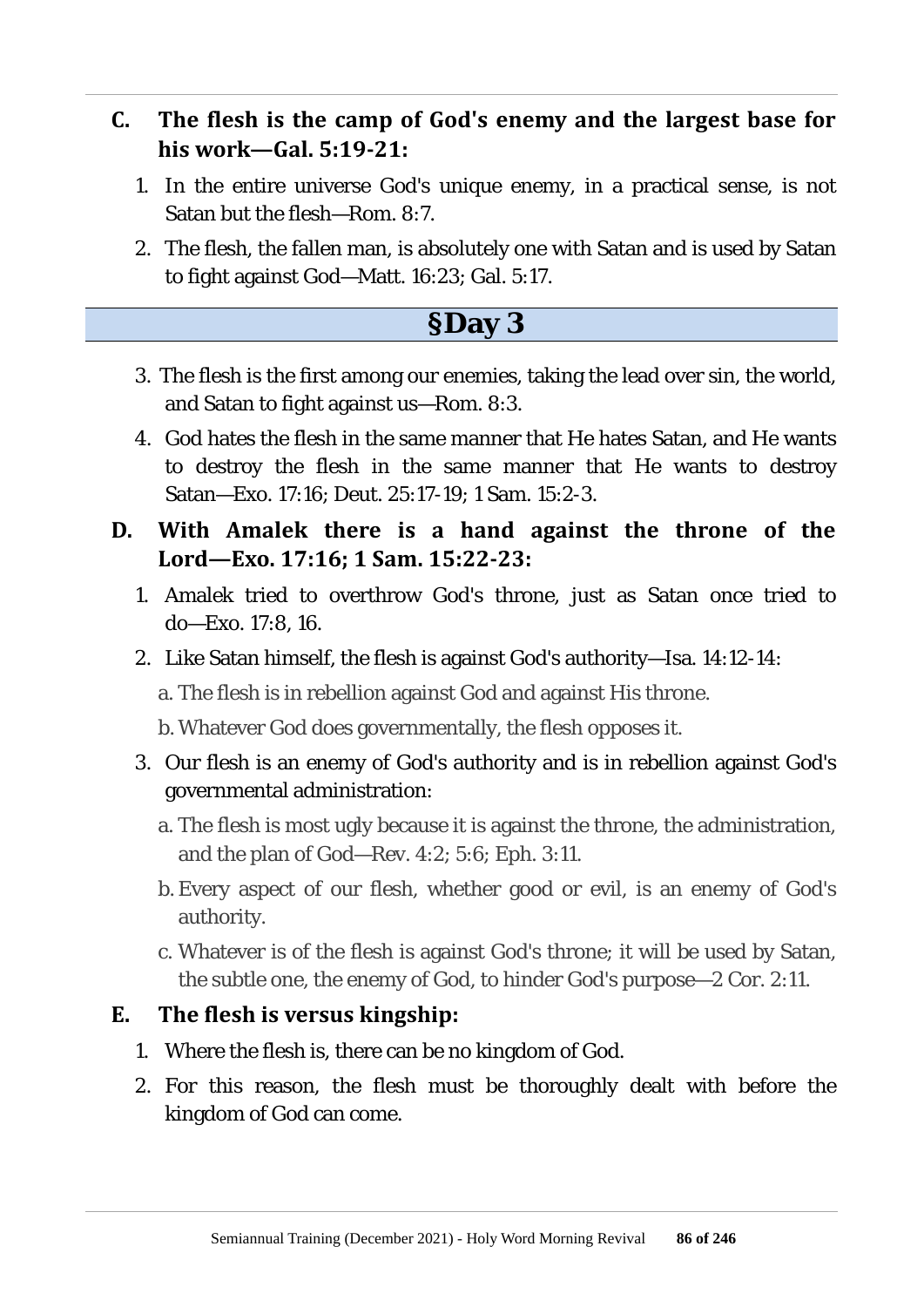## C. The flesh is the camp of God's enemy and the largest base for his work—Gal. 5:19-21:

1. In the entire universe God's unique enemy, in a practical sense, is not Satan but the flesh—Rom. 8:7.
2. The flesh, the fallen man, is absolutely one with Satan and is used by Satan to fight against God—Matt. 16:23; Gal. 5:17.

## §Day 3

3. The flesh is the first among our enemies, taking the lead over sin, the world, and Satan to fight against us—Rom. 8:3.
4. God hates the flesh in the same manner that He hates Satan, and He wants to destroy the flesh in the same manner that He wants to destroy Satan—Exo. 17:16; Deut. 25:17-19; 1 Sam. 15:2-3.

## D. With Amalek there is a hand against the throne of the Lord—Exo. 17:16; 1 Sam. 15:22-23:

1. Amalek tried to overthrow God's throne, just as Satan once tried to do—Exo. 17:8, 16.
2. Like Satan himself, the flesh is against God's authority—Isa. 14:12-14:
   a. The flesh is in rebellion against God and against His throne.
   b. Whatever God does governmentally, the flesh opposes it.
3. Our flesh is an enemy of God's authority and is in rebellion against God's governmental administration:
   a. The flesh is most ugly because it is against the throne, the administration, and the plan of God—Rev. 4:2; 5:6; Eph. 3:11.
   b. Every aspect of our flesh, whether good or evil, is an enemy of God's authority.
   c. Whatever is of the flesh is against God's throne; it will be used by Satan, the subtle one, the enemy of God, to hinder God's purpose—2 Cor. 2:11.

## E. The flesh is versus kingship:

1. Where the flesh is, there can be no kingdom of God.
2. For this reason, the flesh must be thoroughly dealt with before the kingdom of God can come.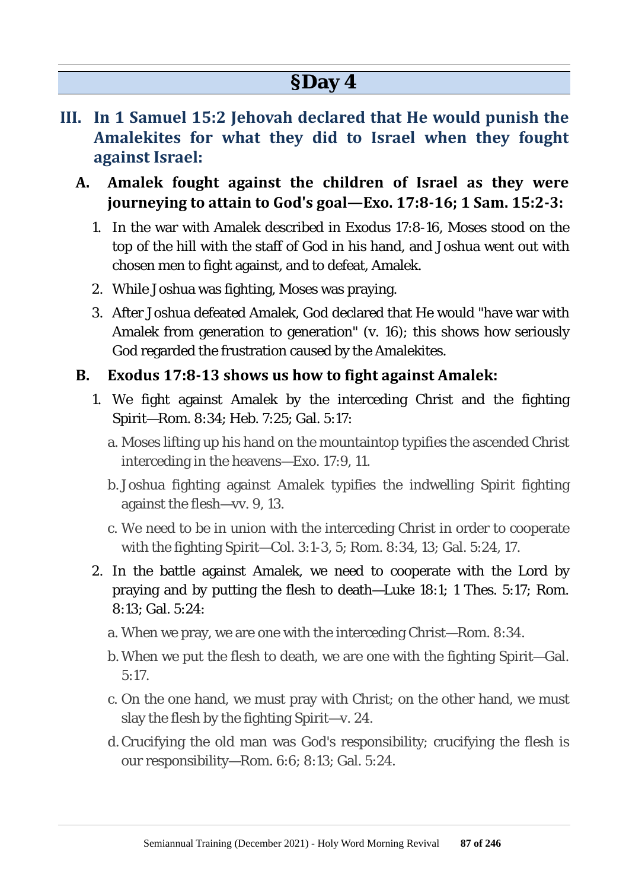## §Day 4

### III. In 1 Samuel 15:2 Jehovah declared that He would punish the Amalekites for what they did to Israel when they fought against Israel:

#### A. Amalek fought against the children of Israel as they were journeying to attain to God's goal—Exo. 17:8-16; 1 Sam. 15:2-3:

1. In the war with Amalek described in Exodus 17:8-16, Moses stood on the top of the hill with the staff of God in his hand, and Joshua went out with chosen men to fight against, and to defeat, Amalek.
2. While Joshua was fighting, Moses was praying.
3. After Joshua defeated Amalek, God declared that He would "have war with Amalek from generation to generation" (v. 16); this shows how seriously God regarded the frustration caused by the Amalekites.

#### B. Exodus 17:8-13 shows us how to fight against Amalek:

1. We fight against Amalek by the interceding Christ and the fighting Spirit—Rom. 8:34; Heb. 7:25; Gal. 5:17:
   - a. Moses lifting up his hand on the mountaintop typifies the ascended Christ interceding in the heavens—Exo. 17:9, 11.
   - b. Joshua fighting against Amalek typifies the indwelling Spirit fighting against the flesh—vv. 9, 13.
   - c. We need to be in union with the interceding Christ in order to cooperate with the fighting Spirit—Col. 3:1-3, 5; Rom. 8:34, 13; Gal. 5:24, 17.
2. In the battle against Amalek, we need to cooperate with the Lord by praying and by putting the flesh to death—Luke 18:1; 1 Thes. 5:17; Rom. 8:13; Gal. 5:24:
   - a. When we pray, we are one with the interceding Christ—Rom. 8:34.
   - b. When we put the flesh to death, we are one with the fighting Spirit—Gal. 5:17.
   - c. On the one hand, we must pray with Christ; on the other hand, we must slay the flesh by the fighting Spirit—v. 24.
   - d. Crucifying the old man was God's responsibility; crucifying the flesh is our responsibility—Rom. 6:6; 8:13; Gal. 5:24.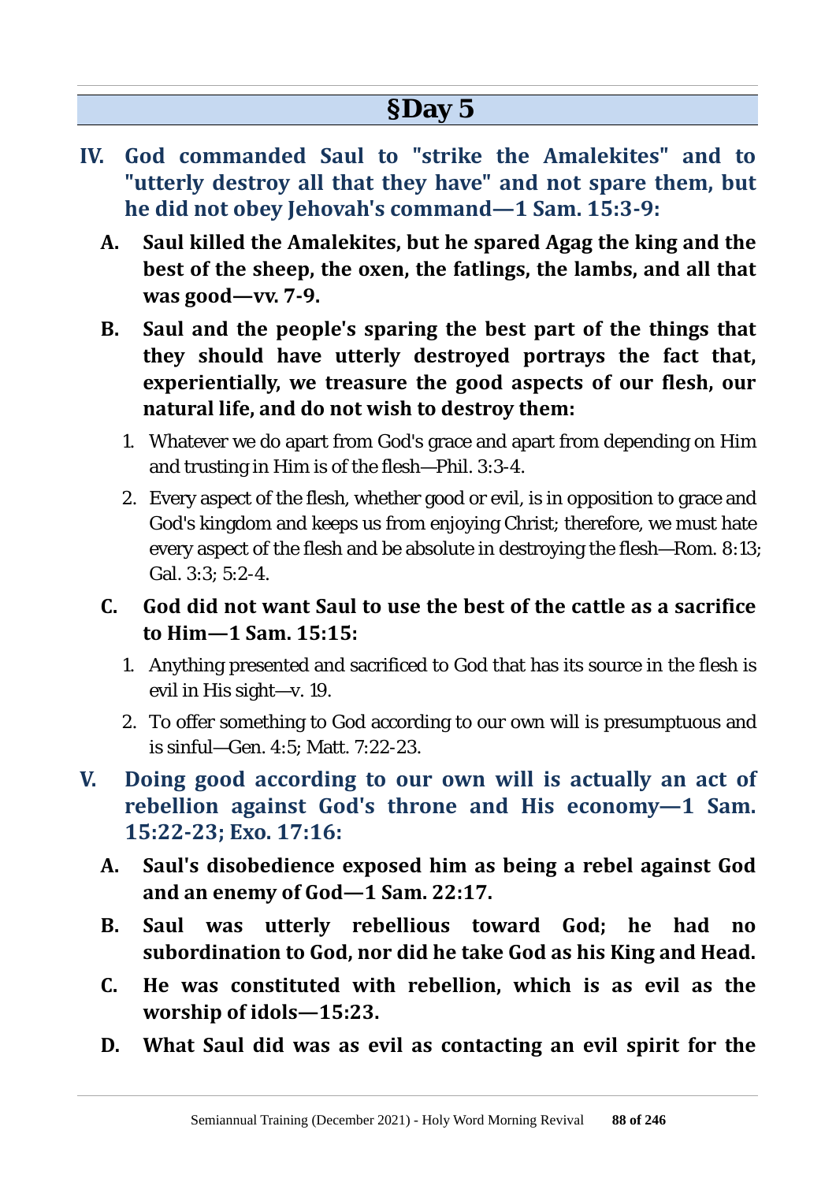## §Day 5

**IV. God commanded Saul to "strike the Amalekites" and to "utterly destroy all that they have" and not spare them, but he did not obey Jehovah's command—1 Sam. 15:3-9:**

**A. Saul killed the Amalekites, but he spared Agag the king and the best of the sheep, the oxen, the fatlings, the lambs, and all that was good—vv. 7-9.**

**B. Saul and the people's sparing the best part of the things that they should have utterly destroyed portrays the fact that, experientially, we treasure the good aspects of our flesh, our natural life, and do not wish to destroy them:**

1. Whatever we do apart from God's grace and apart from depending on Him and trusting in Him is of the flesh—Phil. 3:3-4.
2. Every aspect of the flesh, whether good or evil, is in opposition to grace and God's kingdom and keeps us from enjoying Christ; therefore, we must hate every aspect of the flesh and be absolute in destroying the flesh—Rom. 8:13; Gal. 3:3; 5:2-4.

**C. God did not want Saul to use the best of the cattle as a sacrifice to Him—1 Sam. 15:15:**

1. Anything presented and sacrificed to God that has its source in the flesh is evil in His sight—v. 19.
2. To offer something to God according to our own will is presumptuous and is sinful—Gen. 4:5; Matt. 7:22-23.

**V. Doing good according to our own will is actually an act of rebellion against God's throne and His economy—1 Sam. 15:22-23; Exo. 17:16:**

**A. Saul's disobedience exposed him as being a rebel against God and an enemy of God—1 Sam. 22:17.**

**B. Saul was utterly rebellious toward God; he had no subordination to God, nor did he take God as his King and Head.**

**C. He was constituted with rebellion, which is as evil as the worship of idols—15:23.**

**D. What Saul did was as evil as contacting an evil spirit for the**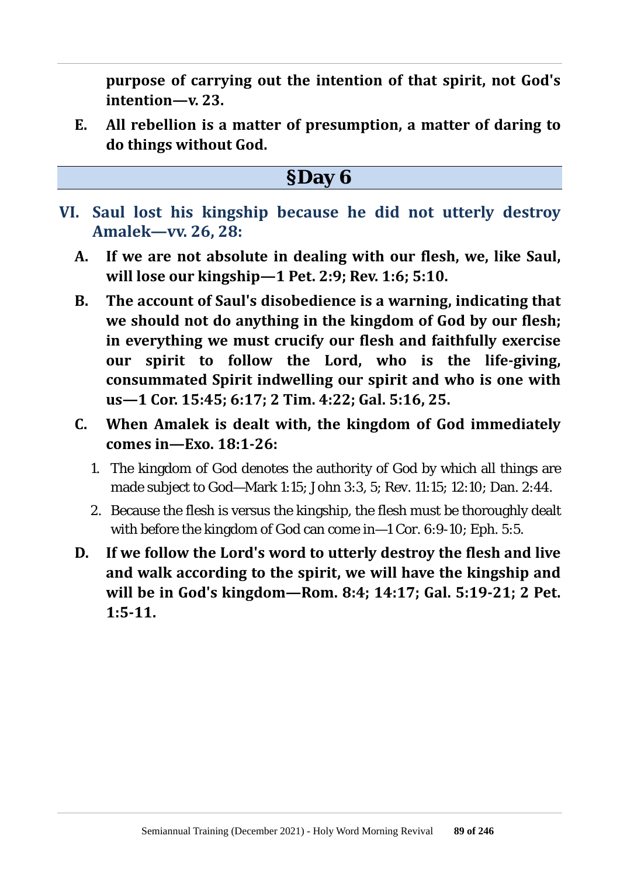**purpose of carrying out the intention of that spirit, not God's intention—v. 23.**

**E. All rebellion is a matter of presumption, a matter of daring to do things without God.**

## §Day 6

### VI. Saul lost his kingship because he did not utterly destroy Amalek—vv. 26, 28:

**A. If we are not absolute in dealing with our flesh, we, like Saul, will lose our kingship—1 Pet. 2:9; Rev. 1:6; 5:10.**

**B. The account of Saul's disobedience is a warning, indicating that we should not do anything in the kingdom of God by our flesh; in everything we must crucify our flesh and faithfully exercise our spirit to follow the Lord, who is the life-giving, consummated Spirit indwelling our spirit and who is one with us—1 Cor. 15:45; 6:17; 2 Tim. 4:22; Gal. 5:16, 25.**

**C. When Amalek is dealt with, the kingdom of God immediately comes in—Exo. 18:1-26:**

1. The kingdom of God denotes the authority of God by which all things are made subject to God—Mark 1:15; John 3:3, 5; Rev. 11:15; 12:10; Dan. 2:44.
2. Because the flesh is versus the kingship, the flesh must be thoroughly dealt with before the kingdom of God can come in—1 Cor. 6:9-10; Eph. 5:5.

**D. If we follow the Lord's word to utterly destroy the flesh and live and walk according to the spirit, we will have the kingship and will be in God's kingdom—Rom. 8:4; 14:17; Gal. 5:19-21; 2 Pet. 1:5-11.**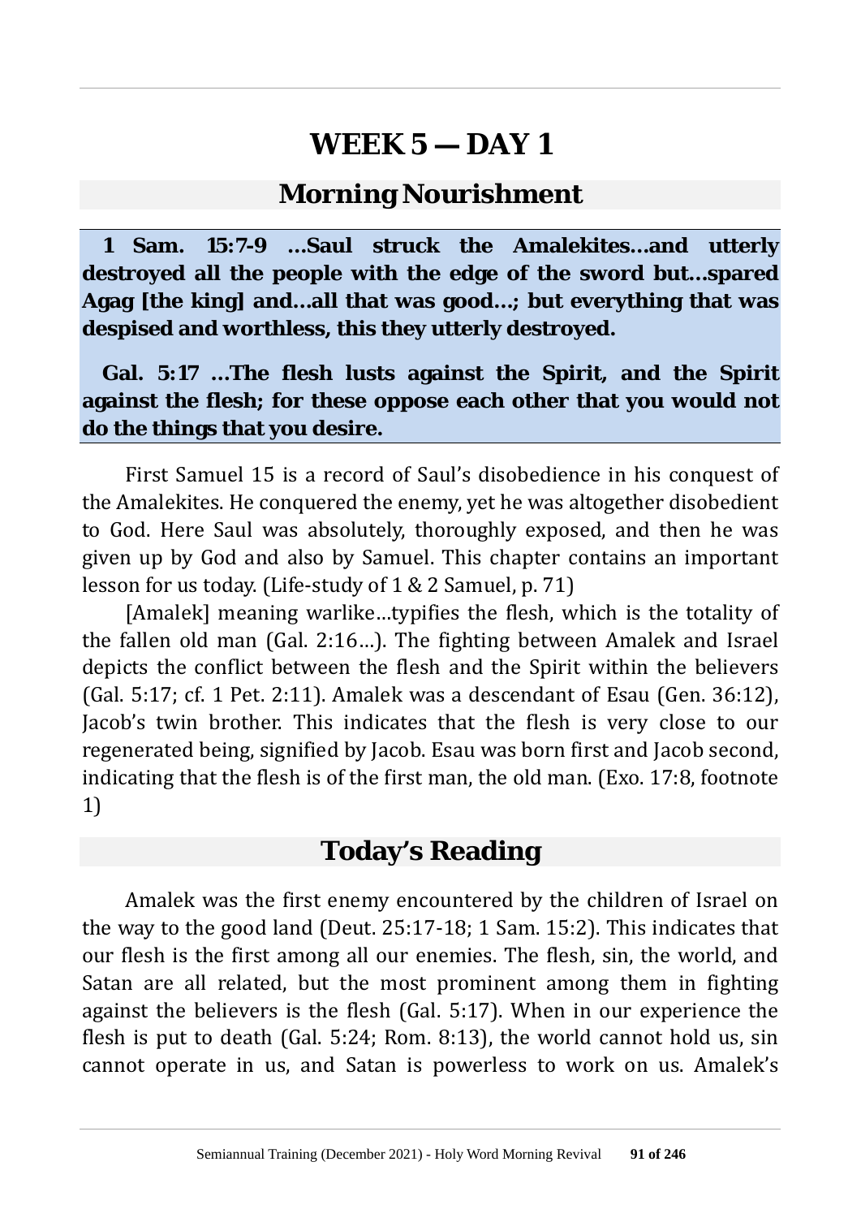# WEEK 5 — DAY 1

## Morning Nourishment

**1 Sam. 15:7-9 …Saul struck the Amalekites…and utterly destroyed all the people with the edge of the sword but…spared Agag [the king] and…all that was good…; but everything that was despised and worthless, this they utterly destroyed.**

**Gal. 5:17 …The flesh lusts against the Spirit, and the Spirit against the flesh; for these oppose each other that you would not do the things that you desire.**

First Samuel 15 is a record of Saul's disobedience in his conquest of the Amalekites. He conquered the enemy, yet he was altogether disobedient to God. Here Saul was absolutely, thoroughly exposed, and then he was given up by God and also by Samuel. This chapter contains an important lesson for us today. (Life-study of 1 & 2 Samuel, p. 71)

[Amalek] meaning warlike…typifies the flesh, which is the totality of the fallen old man (Gal. 2:16…). The fighting between Amalek and Israel depicts the conflict between the flesh and the Spirit within the believers (Gal. 5:17; cf. 1 Pet. 2:11). Amalek was a descendant of Esau (Gen. 36:12), Jacob's twin brother. This indicates that the flesh is very close to our regenerated being, signified by Jacob. Esau was born first and Jacob second, indicating that the flesh is of the first man, the old man. (Exo. 17:8, footnote 1)

## Today's Reading

Amalek was the first enemy encountered by the children of Israel on the way to the good land (Deut. 25:17-18; 1 Sam. 15:2). This indicates that our flesh is the first among all our enemies. The flesh, sin, the world, and Satan are all related, but the most prominent among them in fighting against the believers is the flesh (Gal. 5:17). When in our experience the flesh is put to death (Gal. 5:24; Rom. 8:13), the world cannot hold us, sin cannot operate in us, and Satan is powerless to work on us. Amalek's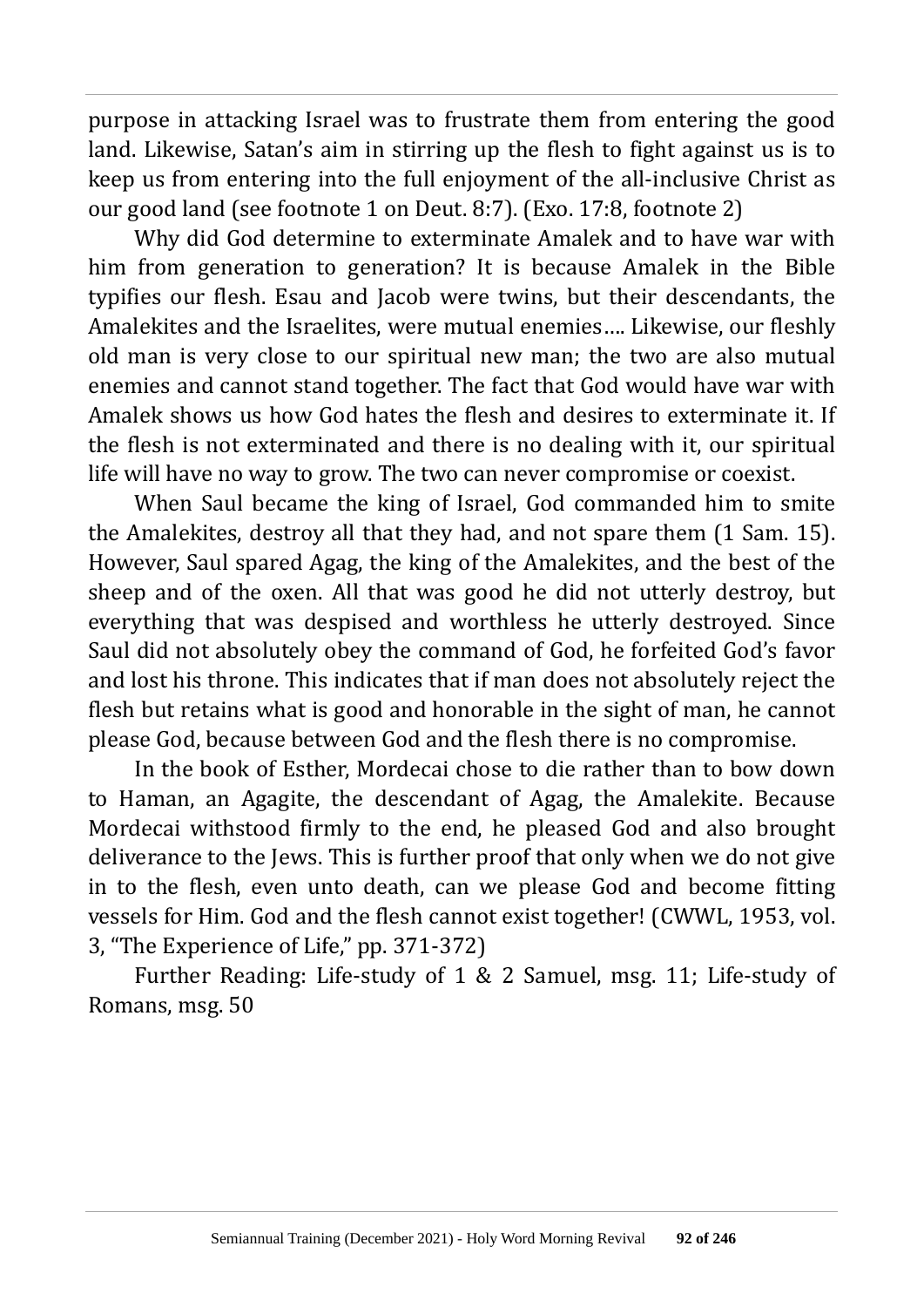purpose in attacking Israel was to frustrate them from entering the good land. Likewise, Satan's aim in stirring up the flesh to fight against us is to keep us from entering into the full enjoyment of the all-inclusive Christ as our good land (see footnote 1 on Deut. 8:7). (Exo. 17:8, footnote 2)

Why did God determine to exterminate Amalek and to have war with him from generation to generation? It is because Amalek in the Bible typifies our flesh. Esau and Jacob were twins, but their descendants, the Amalekites and the Israelites, were mutual enemies…. Likewise, our fleshly old man is very close to our spiritual new man; the two are also mutual enemies and cannot stand together. The fact that God would have war with Amalek shows us how God hates the flesh and desires to exterminate it. If the flesh is not exterminated and there is no dealing with it, our spiritual life will have no way to grow. The two can never compromise or coexist.

When Saul became the king of Israel, God commanded him to smite the Amalekites, destroy all that they had, and not spare them (1 Sam. 15). However, Saul spared Agag, the king of the Amalekites, and the best of the sheep and of the oxen. All that was good he did not utterly destroy, but everything that was despised and worthless he utterly destroyed. Since Saul did not absolutely obey the command of God, he forfeited God's favor and lost his throne. This indicates that if man does not absolutely reject the flesh but retains what is good and honorable in the sight of man, he cannot please God, because between God and the flesh there is no compromise.

In the book of Esther, Mordecai chose to die rather than to bow down to Haman, an Agagite, the descendant of Agag, the Amalekite. Because Mordecai withstood firmly to the end, he pleased God and also brought deliverance to the Jews. This is further proof that only when we do not give in to the flesh, even unto death, can we please God and become fitting vessels for Him. God and the flesh cannot exist together! (CWWL, 1953, vol. 3, "The Experience of Life," pp. 371-372)

Further Reading: Life-study of 1 & 2 Samuel, msg. 11; Life-study of Romans, msg. 50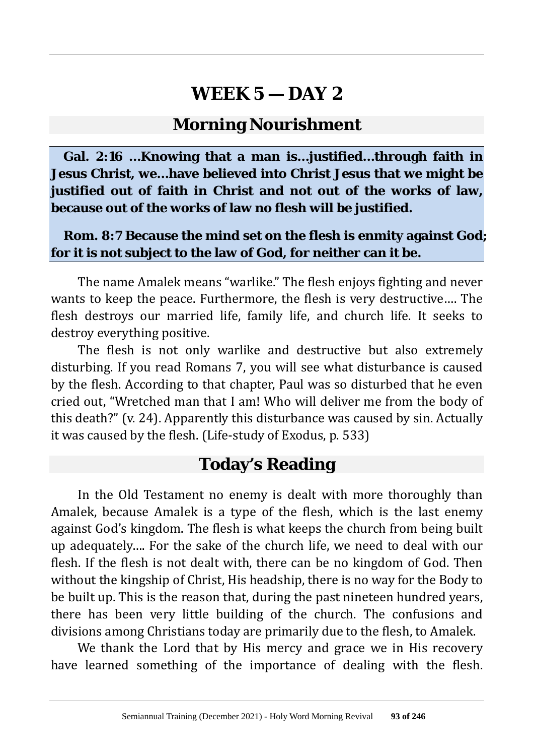# WEEK 5 — DAY 2

## Morning Nourishment

**Gal. 2:16 …Knowing that a man is…justified…through faith in Jesus Christ, we…have believed into Christ Jesus that we might be justified out of faith in Christ and not out of the works of law, because out of the works of law no flesh will be justified.**

**Rom. 8:7 Because the mind set on the flesh is enmity against God; for it is not subject to the law of God, for neither can it be.**

The name Amalek means "warlike." The flesh enjoys fighting and never wants to keep the peace. Furthermore, the flesh is very destructive…. The flesh destroys our married life, family life, and church life. It seeks to destroy everything positive.

The flesh is not only warlike and destructive but also extremely disturbing. If you read Romans 7, you will see what disturbance is caused by the flesh. According to that chapter, Paul was so disturbed that he even cried out, "Wretched man that I am! Who will deliver me from the body of this death?" (v. 24). Apparently this disturbance was caused by sin. Actually it was caused by the flesh. (Life-study of Exodus, p. 533)

## Today's Reading

In the Old Testament no enemy is dealt with more thoroughly than Amalek, because Amalek is a type of the flesh, which is the last enemy against God's kingdom. The flesh is what keeps the church from being built up adequately…. For the sake of the church life, we need to deal with our flesh. If the flesh is not dealt with, there can be no kingdom of God. Then without the kingship of Christ, His headship, there is no way for the Body to be built up. This is the reason that, during the past nineteen hundred years, there has been very little building of the church. The confusions and divisions among Christians today are primarily due to the flesh, to Amalek.

We thank the Lord that by His mercy and grace we in His recovery have learned something of the importance of dealing with the flesh.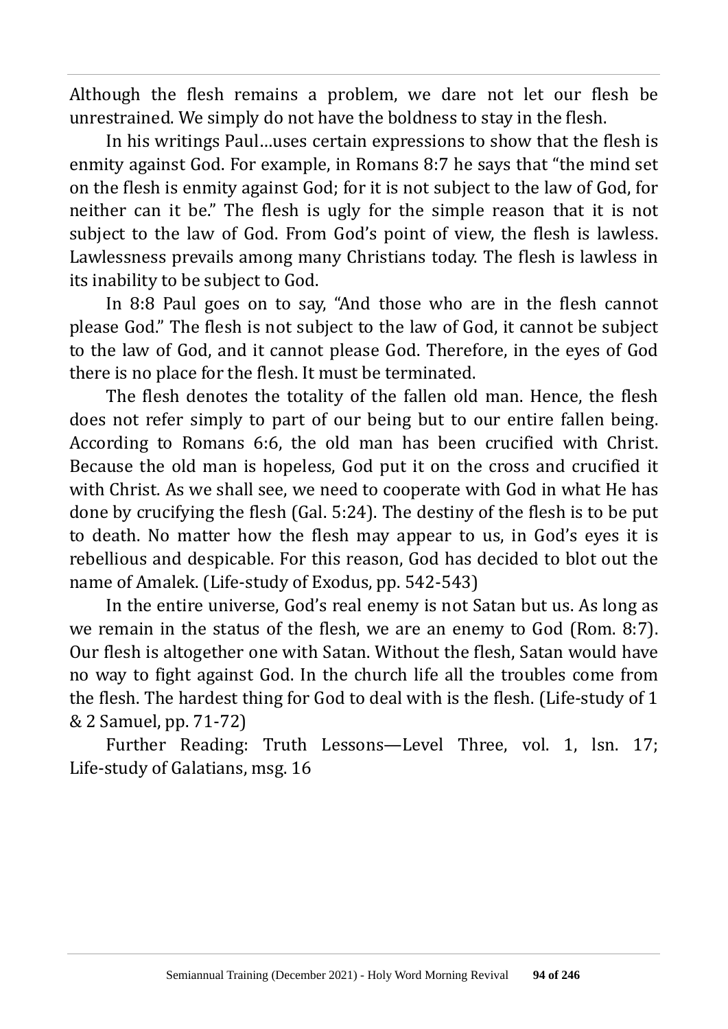Although the flesh remains a problem, we dare not let our flesh be unrestrained. We simply do not have the boldness to stay in the flesh.

In his writings Paul…uses certain expressions to show that the flesh is enmity against God. For example, in Romans 8:7 he says that "the mind set on the flesh is enmity against God; for it is not subject to the law of God, for neither can it be." The flesh is ugly for the simple reason that it is not subject to the law of God. From God's point of view, the flesh is lawless. Lawlessness prevails among many Christians today. The flesh is lawless in its inability to be subject to God.

In 8:8 Paul goes on to say, "And those who are in the flesh cannot please God." The flesh is not subject to the law of God, it cannot be subject to the law of God, and it cannot please God. Therefore, in the eyes of God there is no place for the flesh. It must be terminated.

The flesh denotes the totality of the fallen old man. Hence, the flesh does not refer simply to part of our being but to our entire fallen being. According to Romans 6:6, the old man has been crucified with Christ. Because the old man is hopeless, God put it on the cross and crucified it with Christ. As we shall see, we need to cooperate with God in what He has done by crucifying the flesh (Gal. 5:24). The destiny of the flesh is to be put to death. No matter how the flesh may appear to us, in God's eyes it is rebellious and despicable. For this reason, God has decided to blot out the name of Amalek. (Life-study of Exodus, pp. 542-543)

In the entire universe, God's real enemy is not Satan but us. As long as we remain in the status of the flesh, we are an enemy to God (Rom. 8:7). Our flesh is altogether one with Satan. Without the flesh, Satan would have no way to fight against God. In the church life all the troubles come from the flesh. The hardest thing for God to deal with is the flesh. (Life-study of 1 & 2 Samuel, pp. 71-72)

Further Reading: Truth Lessons—Level Three, vol. 1, lsn. 17; Life-study of Galatians, msg. 16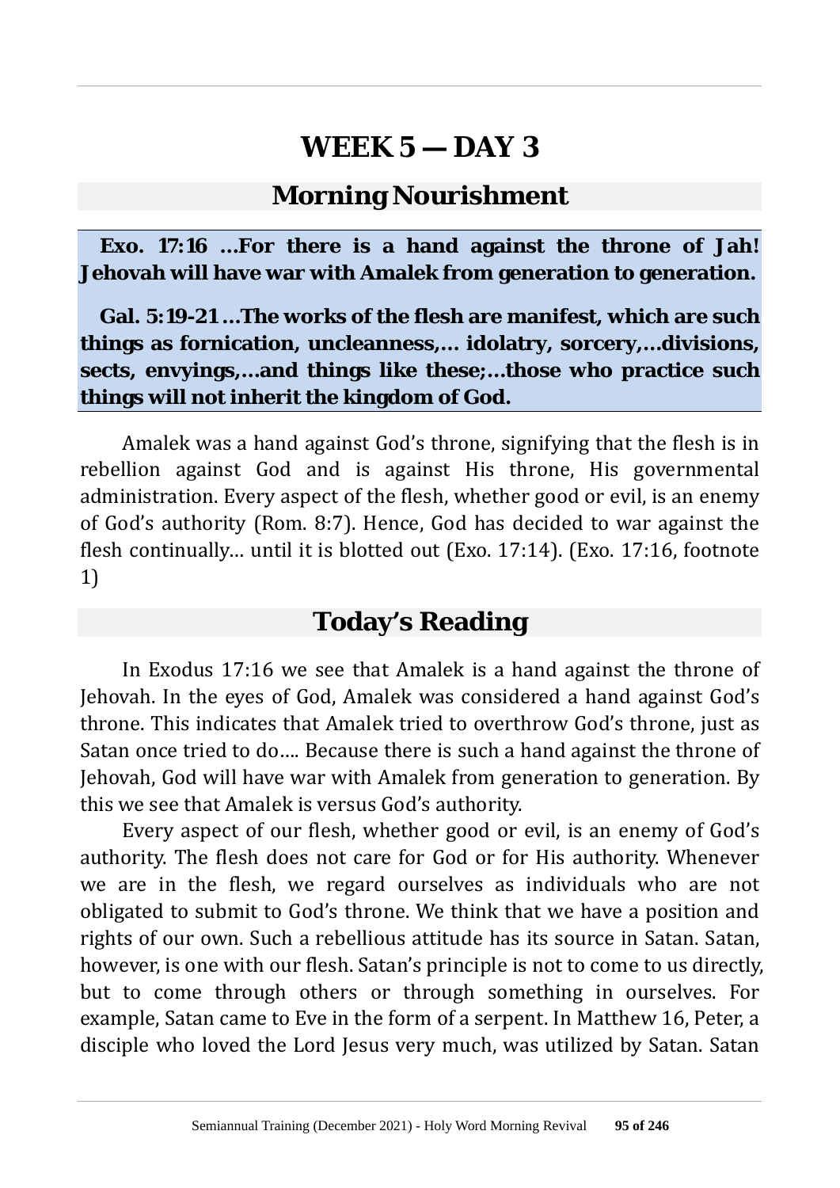# WEEK 5 — DAY 3

## Morning Nourishment

**Exo. 17:16 …For there is a hand against the throne of Jah! Jehovah will have war with Amalek from generation to generation.**

**Gal. 5:19-21 …The works of the flesh are manifest, which are such things as fornication, uncleanness,… idolatry, sorcery,…divisions, sects, envyings,…and things like these;…those who practice such things will not inherit the kingdom of God.**

Amalek was a hand against God's throne, signifying that the flesh is in rebellion against God and is against His throne, His governmental administration. Every aspect of the flesh, whether good or evil, is an enemy of God's authority (Rom. 8:7). Hence, God has decided to war against the flesh continually… until it is blotted out (Exo. 17:14). (Exo. 17:16, footnote 1)

## Today's Reading

In Exodus 17:16 we see that Amalek is a hand against the throne of Jehovah. In the eyes of God, Amalek was considered a hand against God's throne. This indicates that Amalek tried to overthrow God's throne, just as Satan once tried to do…. Because there is such a hand against the throne of Jehovah, God will have war with Amalek from generation to generation. By this we see that Amalek is versus God's authority.

Every aspect of our flesh, whether good or evil, is an enemy of God's authority. The flesh does not care for God or for His authority. Whenever we are in the flesh, we regard ourselves as individuals who are not obligated to submit to God's throne. We think that we have a position and rights of our own. Such a rebellious attitude has its source in Satan. Satan, however, is one with our flesh. Satan's principle is not to come to us directly, but to come through others or through something in ourselves. For example, Satan came to Eve in the form of a serpent. In Matthew 16, Peter, a disciple who loved the Lord Jesus very much, was utilized by Satan. Satan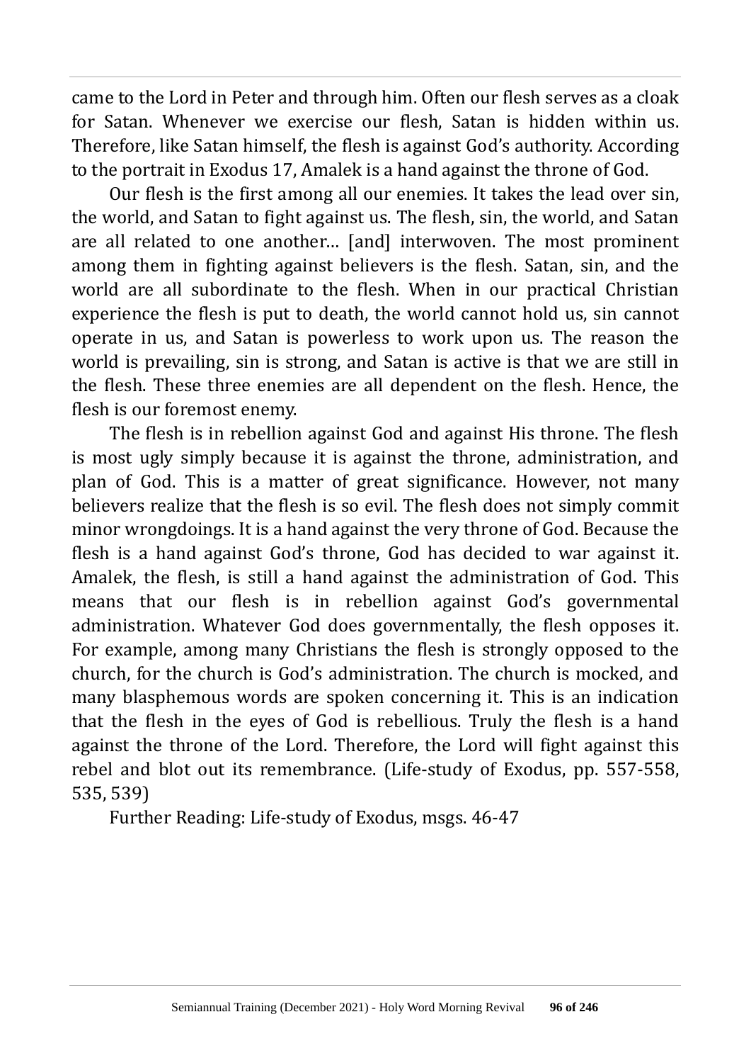came to the Lord in Peter and through him. Often our flesh serves as a cloak for Satan. Whenever we exercise our flesh, Satan is hidden within us. Therefore, like Satan himself, the flesh is against God's authority. According to the portrait in Exodus 17, Amalek is a hand against the throne of God.

Our flesh is the first among all our enemies. It takes the lead over sin, the world, and Satan to fight against us. The flesh, sin, the world, and Satan are all related to one another… [and] interwoven. The most prominent among them in fighting against believers is the flesh. Satan, sin, and the world are all subordinate to the flesh. When in our practical Christian experience the flesh is put to death, the world cannot hold us, sin cannot operate in us, and Satan is powerless to work upon us. The reason the world is prevailing, sin is strong, and Satan is active is that we are still in the flesh. These three enemies are all dependent on the flesh. Hence, the flesh is our foremost enemy.

The flesh is in rebellion against God and against His throne. The flesh is most ugly simply because it is against the throne, administration, and plan of God. This is a matter of great significance. However, not many believers realize that the flesh is so evil. The flesh does not simply commit minor wrongdoings. It is a hand against the very throne of God. Because the flesh is a hand against God's throne, God has decided to war against it. Amalek, the flesh, is still a hand against the administration of God. This means that our flesh is in rebellion against God's governmental administration. Whatever God does governmentally, the flesh opposes it. For example, among many Christians the flesh is strongly opposed to the church, for the church is God's administration. The church is mocked, and many blasphemous words are spoken concerning it. This is an indication that the flesh in the eyes of God is rebellious. Truly the flesh is a hand against the throne of the Lord. Therefore, the Lord will fight against this rebel and blot out its remembrance. (Life-study of Exodus, pp. 557-558, 535, 539)

Further Reading: Life-study of Exodus, msgs. 46-47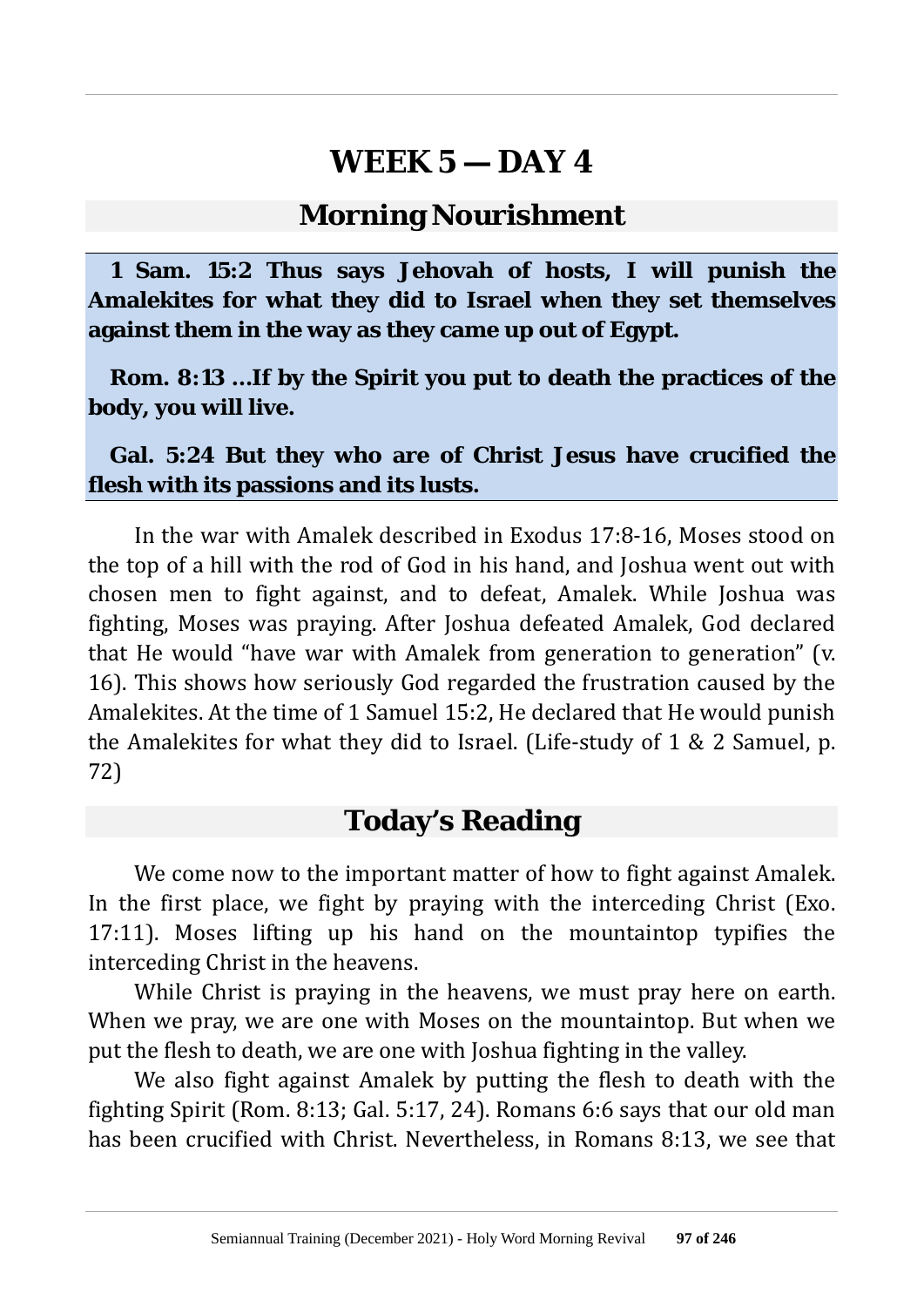# WEEK 5 — DAY 4

## Morning Nourishment

**1 Sam. 15:2 Thus says Jehovah of hosts, I will punish the Amalekites for what they did to Israel when they set themselves against them in the way as they came up out of Egypt.**

**Rom. 8:13 ...If by the Spirit you put to death the practices of the body, you will live.**

**Gal. 5:24 But they who are of Christ Jesus have crucified the flesh with its passions and its lusts.**

In the war with Amalek described in Exodus 17:8-16, Moses stood on the top of a hill with the rod of God in his hand, and Joshua went out with chosen men to fight against, and to defeat, Amalek. While Joshua was fighting, Moses was praying. After Joshua defeated Amalek, God declared that He would "have war with Amalek from generation to generation" (v. 16). This shows how seriously God regarded the frustration caused by the Amalekites. At the time of 1 Samuel 15:2, He declared that He would punish the Amalekites for what they did to Israel. (Life-study of 1 & 2 Samuel, p. 72)

## Today's Reading

We come now to the important matter of how to fight against Amalek. In the first place, we fight by praying with the interceding Christ (Exo. 17:11). Moses lifting up his hand on the mountaintop typifies the interceding Christ in the heavens.

While Christ is praying in the heavens, we must pray here on earth. When we pray, we are one with Moses on the mountaintop. But when we put the flesh to death, we are one with Joshua fighting in the valley.

We also fight against Amalek by putting the flesh to death with the fighting Spirit (Rom. 8:13; Gal. 5:17, 24). Romans 6:6 says that our old man has been crucified with Christ. Nevertheless, in Romans 8:13, we see that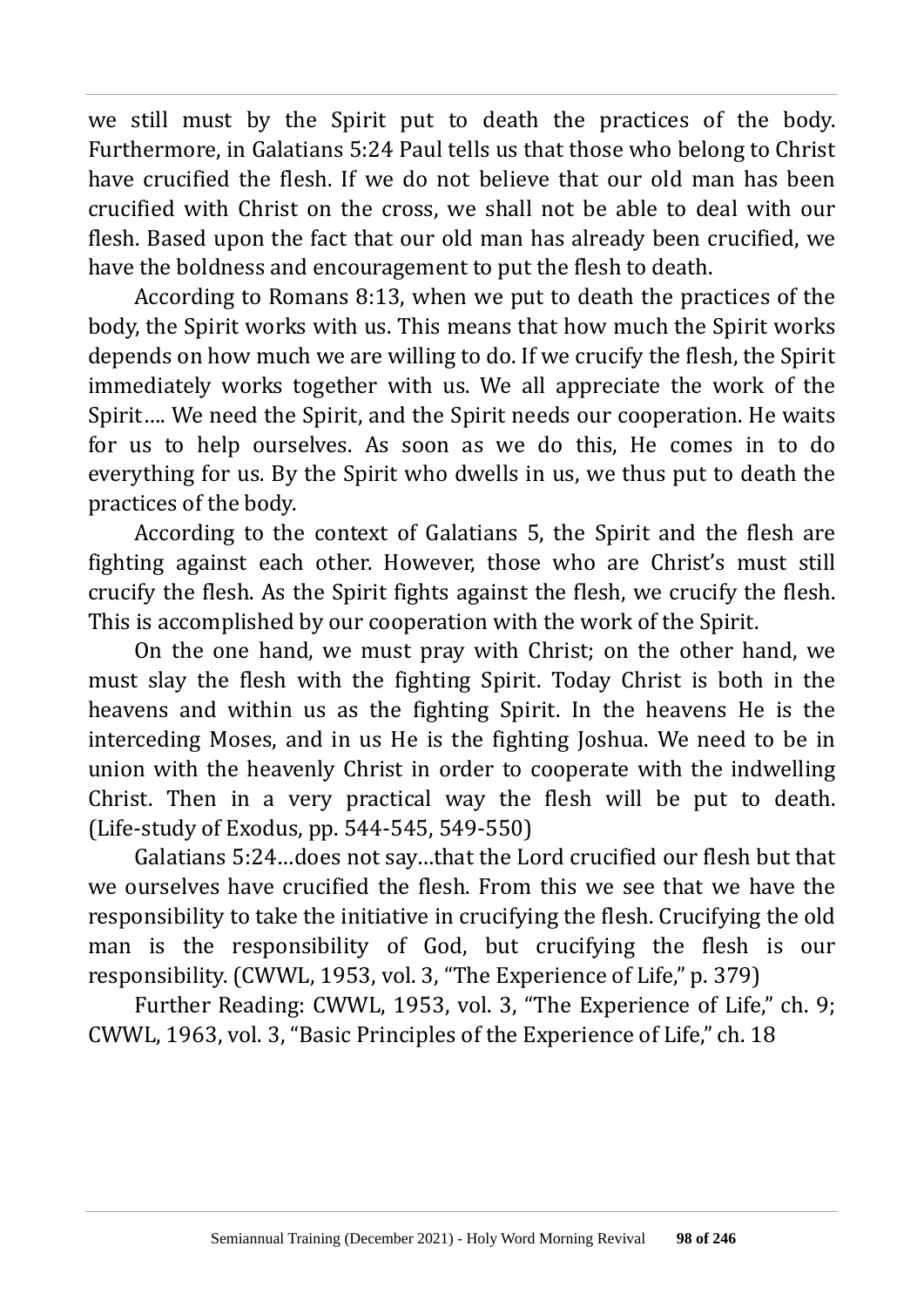we still must by the Spirit put to death the practices of the body. Furthermore, in Galatians 5:24 Paul tells us that those who belong to Christ have crucified the flesh. If we do not believe that our old man has been crucified with Christ on the cross, we shall not be able to deal with our flesh. Based upon the fact that our old man has already been crucified, we have the boldness and encouragement to put the flesh to death.

According to Romans 8:13, when we put to death the practices of the body, the Spirit works with us. This means that how much the Spirit works depends on how much we are willing to do. If we crucify the flesh, the Spirit immediately works together with us. We all appreciate the work of the Spirit…. We need the Spirit, and the Spirit needs our cooperation. He waits for us to help ourselves. As soon as we do this, He comes in to do everything for us. By the Spirit who dwells in us, we thus put to death the practices of the body.

According to the context of Galatians 5, the Spirit and the flesh are fighting against each other. However, those who are Christ's must still crucify the flesh. As the Spirit fights against the flesh, we crucify the flesh. This is accomplished by our cooperation with the work of the Spirit.

On the one hand, we must pray with Christ; on the other hand, we must slay the flesh with the fighting Spirit. Today Christ is both in the heavens and within us as the fighting Spirit. In the heavens He is the interceding Moses, and in us He is the fighting Joshua. We need to be in union with the heavenly Christ in order to cooperate with the indwelling Christ. Then in a very practical way the flesh will be put to death. (Life-study of Exodus, pp. 544-545, 549-550)

Galatians 5:24…does not say…that the Lord crucified our flesh but that we ourselves have crucified the flesh. From this we see that we have the responsibility to take the initiative in crucifying the flesh. Crucifying the old man is the responsibility of God, but crucifying the flesh is our responsibility. (CWWL, 1953, vol. 3, "The Experience of Life," p. 379)

Further Reading: CWWL, 1953, vol. 3, "The Experience of Life," ch. 9; CWWL, 1963, vol. 3, "Basic Principles of the Experience of Life," ch. 18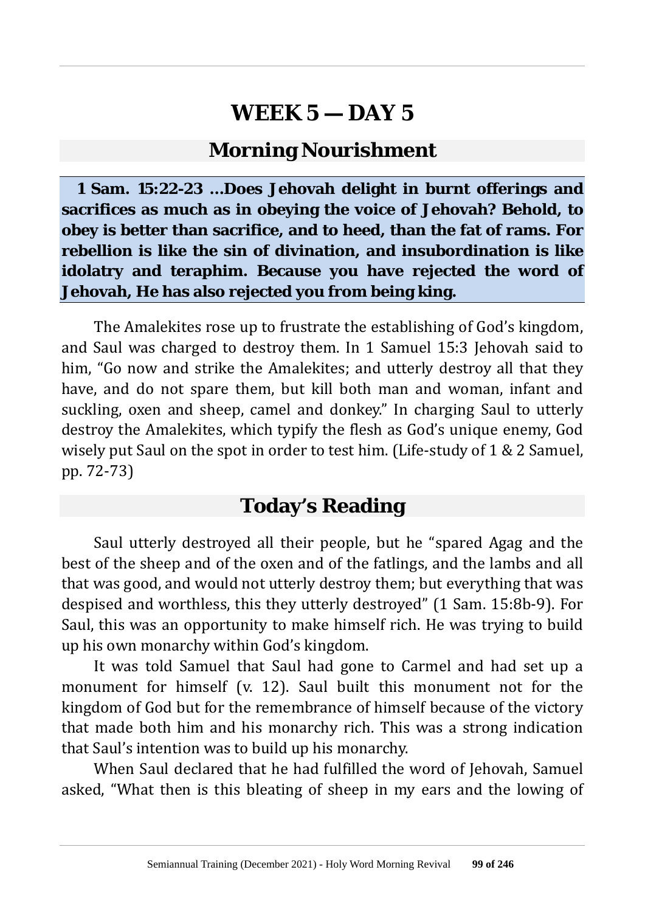# WEEK 5 — DAY 5

## Morning Nourishment

**1 Sam. 15:22-23 ...Does Jehovah delight in burnt offerings and sacrifices as much as in obeying the voice of Jehovah? Behold, to obey is better than sacrifice, and to heed, than the fat of rams. For rebellion is like the sin of divination, and insubordination is like idolatry and teraphim. Because you have rejected the word of Jehovah, He has also rejected you from being king.**

The Amalekites rose up to frustrate the establishing of God's kingdom, and Saul was charged to destroy them. In 1 Samuel 15:3 Jehovah said to him, "Go now and strike the Amalekites; and utterly destroy all that they have, and do not spare them, but kill both man and woman, infant and suckling, oxen and sheep, camel and donkey." In charging Saul to utterly destroy the Amalekites, which typify the flesh as God's unique enemy, God wisely put Saul on the spot in order to test him. (Life-study of 1 & 2 Samuel, pp. 72-73)

## Today's Reading

Saul utterly destroyed all their people, but he "spared Agag and the best of the sheep and of the oxen and of the fatlings, and the lambs and all that was good, and would not utterly destroy them; but everything that was despised and worthless, this they utterly destroyed" (1 Sam. 15:8b-9). For Saul, this was an opportunity to make himself rich. He was trying to build up his own monarchy within God's kingdom.

It was told Samuel that Saul had gone to Carmel and had set up a monument for himself (v. 12). Saul built this monument not for the kingdom of God but for the remembrance of himself because of the victory that made both him and his monarchy rich. This was a strong indication that Saul's intention was to build up his monarchy.

When Saul declared that he had fulfilled the word of Jehovah, Samuel asked, "What then is this bleating of sheep in my ears and the lowing of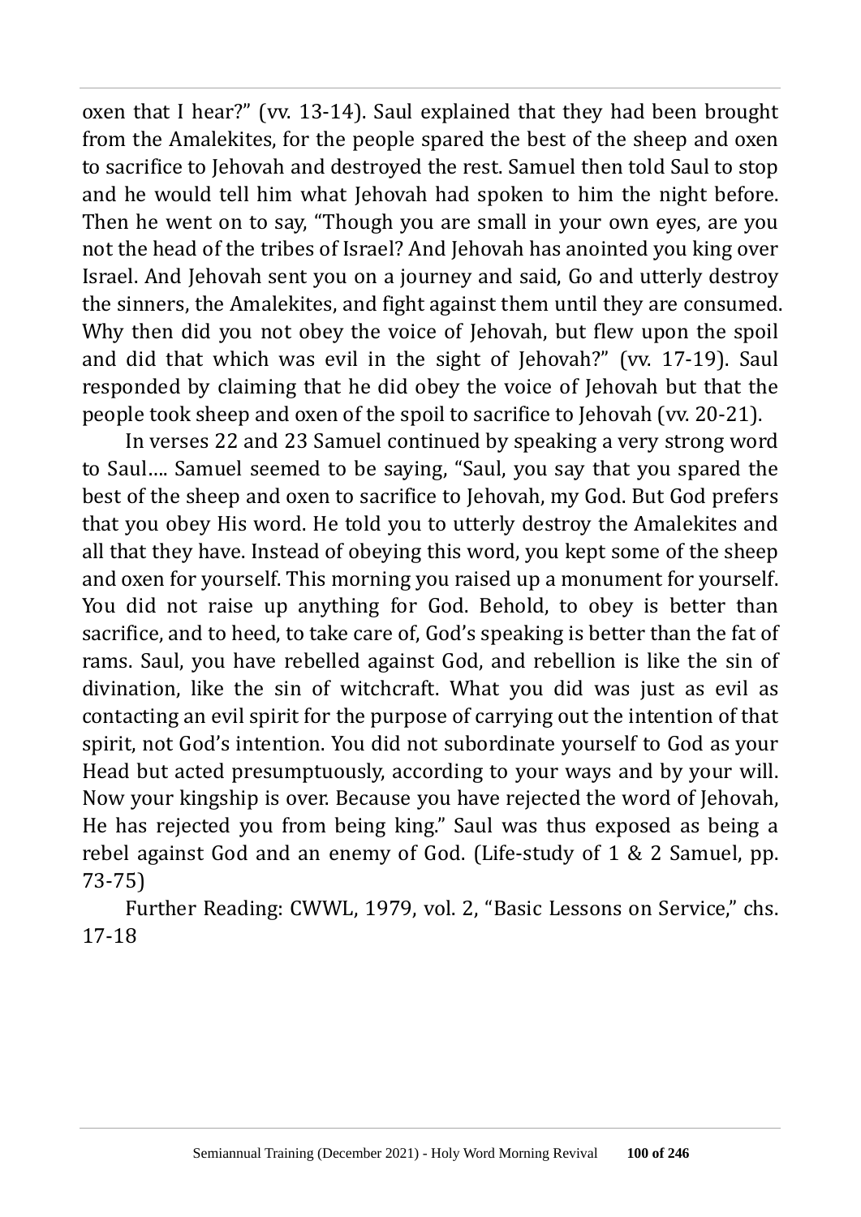oxen that I hear?" (vv. 13-14). Saul explained that they had been brought from the Amalekites, for the people spared the best of the sheep and oxen to sacrifice to Jehovah and destroyed the rest. Samuel then told Saul to stop and he would tell him what Jehovah had spoken to him the night before. Then he went on to say, "Though you are small in your own eyes, are you not the head of the tribes of Israel? And Jehovah has anointed you king over Israel. And Jehovah sent you on a journey and said, Go and utterly destroy the sinners, the Amalekites, and fight against them until they are consumed. Why then did you not obey the voice of Jehovah, but flew upon the spoil and did that which was evil in the sight of Jehovah?" (vv. 17-19). Saul responded by claiming that he did obey the voice of Jehovah but that the people took sheep and oxen of the spoil to sacrifice to Jehovah (vv. 20-21).

In verses 22 and 23 Samuel continued by speaking a very strong word to Saul…. Samuel seemed to be saying, "Saul, you say that you spared the best of the sheep and oxen to sacrifice to Jehovah, my God. But God prefers that you obey His word. He told you to utterly destroy the Amalekites and all that they have. Instead of obeying this word, you kept some of the sheep and oxen for yourself. This morning you raised up a monument for yourself. You did not raise up anything for God. Behold, to obey is better than sacrifice, and to heed, to take care of, God's speaking is better than the fat of rams. Saul, you have rebelled against God, and rebellion is like the sin of divination, like the sin of witchcraft. What you did was just as evil as contacting an evil spirit for the purpose of carrying out the intention of that spirit, not God's intention. You did not subordinate yourself to God as your Head but acted presumptuously, according to your ways and by your will. Now your kingship is over. Because you have rejected the word of Jehovah, He has rejected you from being king." Saul was thus exposed as being a rebel against God and an enemy of God. (Life-study of 1 & 2 Samuel, pp. 73-75)

Further Reading: CWWL, 1979, vol. 2, "Basic Lessons on Service," chs. 17-18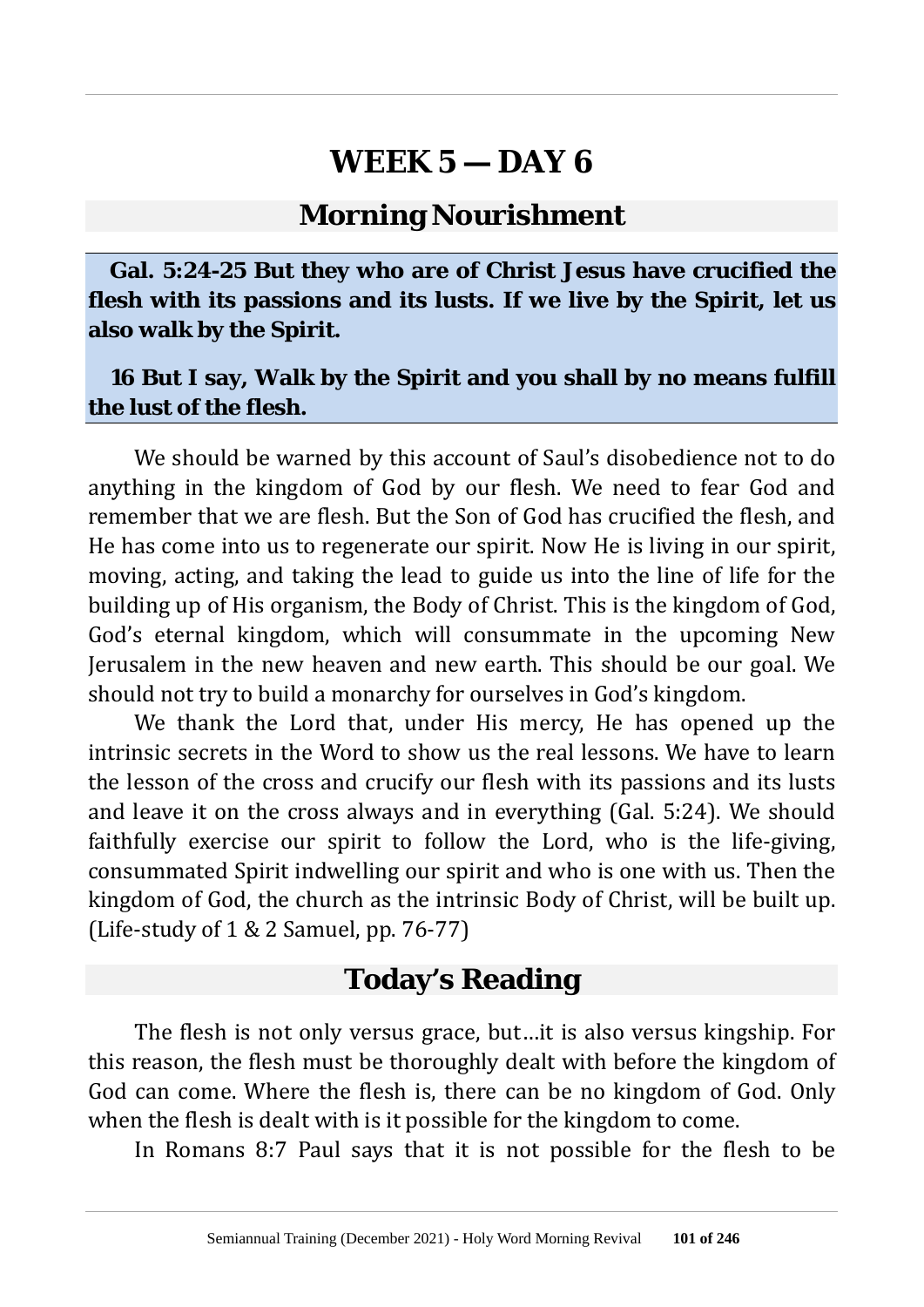# WEEK 5 — DAY 6

## Morning Nourishment

**Gal. 5:24-25 But they who are of Christ Jesus have crucified the flesh with its passions and its lusts. If we live by the Spirit, let us also walk by the Spirit.**

**16 But I say, Walk by the Spirit and you shall by no means fulfill the lust of the flesh.**

We should be warned by this account of Saul's disobedience not to do anything in the kingdom of God by our flesh. We need to fear God and remember that we are flesh. But the Son of God has crucified the flesh, and He has come into us to regenerate our spirit. Now He is living in our spirit, moving, acting, and taking the lead to guide us into the line of life for the building up of His organism, the Body of Christ. This is the kingdom of God, God's eternal kingdom, which will consummate in the upcoming New Jerusalem in the new heaven and new earth. This should be our goal. We should not try to build a monarchy for ourselves in God's kingdom.

We thank the Lord that, under His mercy, He has opened up the intrinsic secrets in the Word to show us the real lessons. We have to learn the lesson of the cross and crucify our flesh with its passions and its lusts and leave it on the cross always and in everything (Gal. 5:24). We should faithfully exercise our spirit to follow the Lord, who is the life-giving, consummated Spirit indwelling our spirit and who is one with us. Then the kingdom of God, the church as the intrinsic Body of Christ, will be built up. (Life-study of 1 & 2 Samuel, pp. 76-77)

## Today's Reading

The flesh is not only versus grace, but…it is also versus kingship. For this reason, the flesh must be thoroughly dealt with before the kingdom of God can come. Where the flesh is, there can be no kingdom of God. Only when the flesh is dealt with is it possible for the kingdom to come.

In Romans 8:7 Paul says that it is not possible for the flesh to be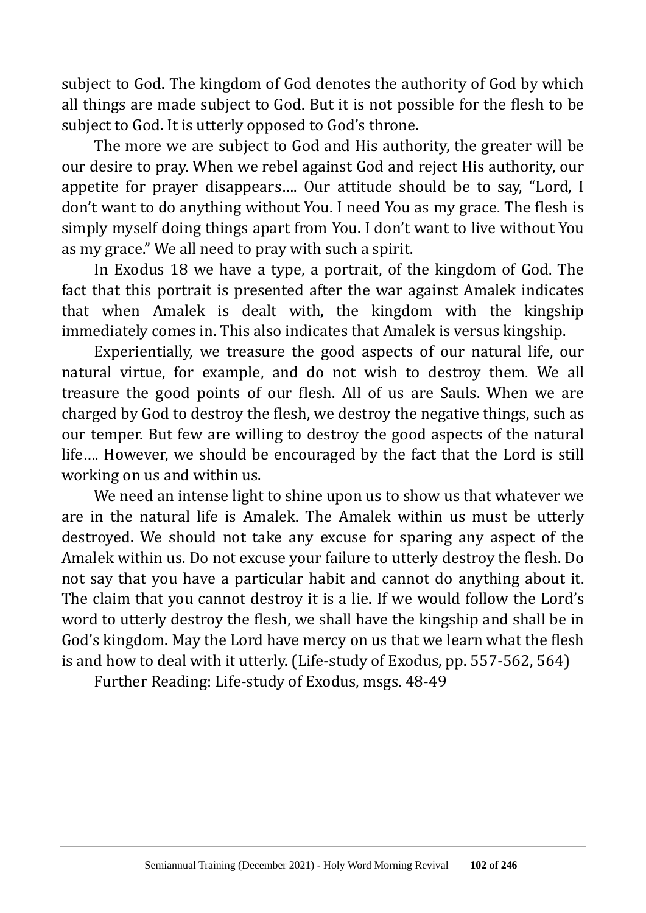subject to God. The kingdom of God denotes the authority of God by which all things are made subject to God. But it is not possible for the flesh to be subject to God. It is utterly opposed to God's throne.

The more we are subject to God and His authority, the greater will be our desire to pray. When we rebel against God and reject His authority, our appetite for prayer disappears…. Our attitude should be to say, "Lord, I don't want to do anything without You. I need You as my grace. The flesh is simply myself doing things apart from You. I don't want to live without You as my grace." We all need to pray with such a spirit.

In Exodus 18 we have a type, a portrait, of the kingdom of God. The fact that this portrait is presented after the war against Amalek indicates that when Amalek is dealt with, the kingdom with the kingship immediately comes in. This also indicates that Amalek is versus kingship.

Experientially, we treasure the good aspects of our natural life, our natural virtue, for example, and do not wish to destroy them. We all treasure the good points of our flesh. All of us are Sauls. When we are charged by God to destroy the flesh, we destroy the negative things, such as our temper. But few are willing to destroy the good aspects of the natural life…. However, we should be encouraged by the fact that the Lord is still working on us and within us.

We need an intense light to shine upon us to show us that whatever we are in the natural life is Amalek. The Amalek within us must be utterly destroyed. We should not take any excuse for sparing any aspect of the Amalek within us. Do not excuse your failure to utterly destroy the flesh. Do not say that you have a particular habit and cannot do anything about it. The claim that you cannot destroy it is a lie. If we would follow the Lord's word to utterly destroy the flesh, we shall have the kingship and shall be in God's kingdom. May the Lord have mercy on us that we learn what the flesh is and how to deal with it utterly. (Life-study of Exodus, pp. 557-562, 564)

Further Reading: Life-study of Exodus, msgs. 48-49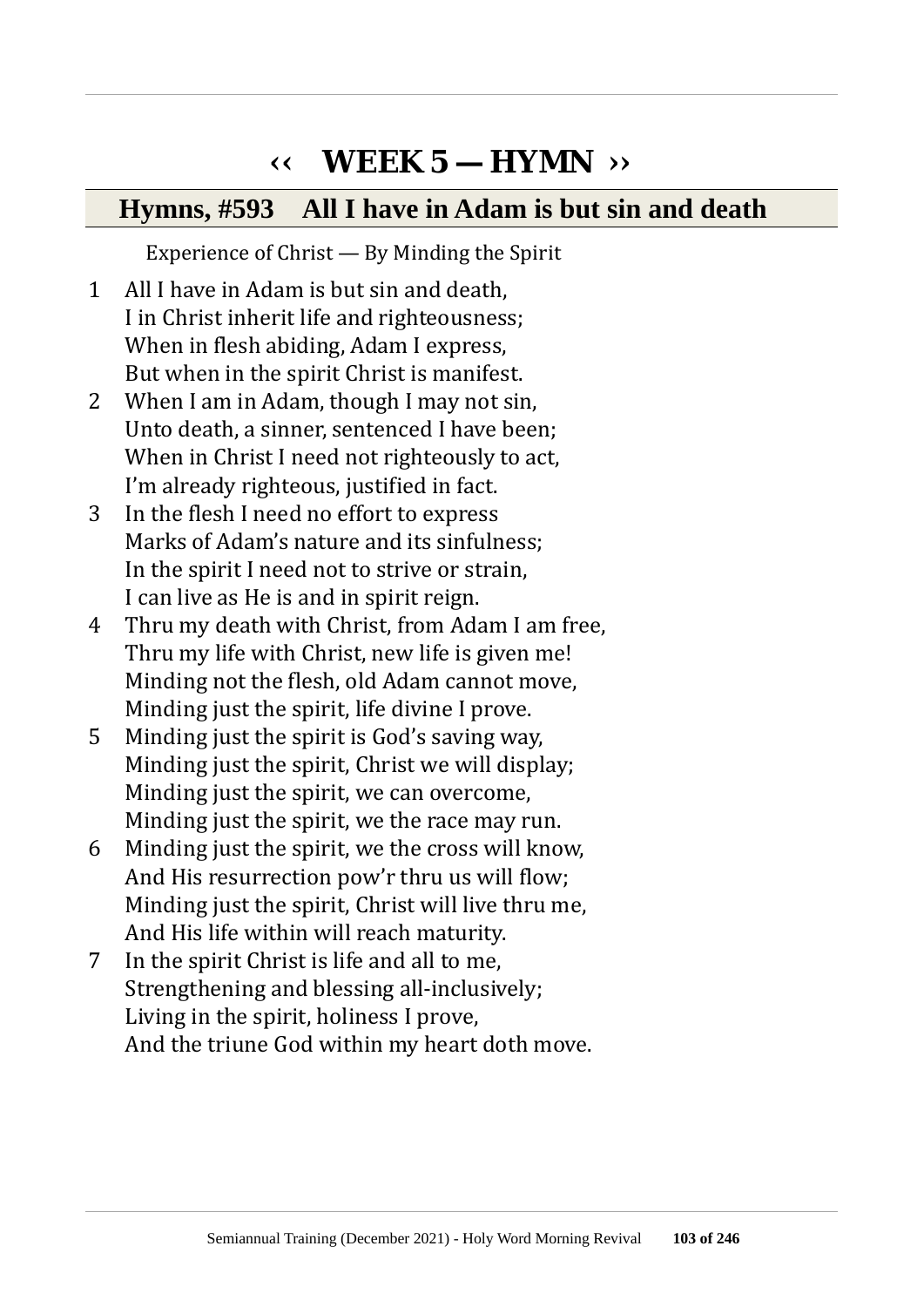# ‹‹ WEEK 5 — HYMN ››

## Hymns, #593 All I have in Adam is but sin and death

Experience of Christ — By Minding the Spirit

1. All I have in Adam is but sin and death,
   I in Christ inherit life and righteousness;
   When in flesh abiding, Adam I express,
   But when in the spirit Christ is manifest.

2. When I am in Adam, though I may not sin,
   Unto death, a sinner, sentenced I have been;
   When in Christ I need not righteously to act,
   I'm already righteous, justified in fact.

3. In the flesh I need no effort to express
   Marks of Adam's nature and its sinfulness;
   In the spirit I need not to strive or strain,
   I can live as He is and in spirit reign.

4. Thru my death with Christ, from Adam I am free,
   Thru my life with Christ, new life is given me!
   Minding not the flesh, old Adam cannot move,
   Minding just the spirit, life divine I prove.

5. Minding just the spirit is God's saving way,
   Minding just the spirit, Christ we will display;
   Minding just the spirit, we can overcome,
   Minding just the spirit, we the race may run.

6. Minding just the spirit, we the cross will know,
   And His resurrection pow'r thru us will flow;
   Minding just the spirit, Christ will live thru me,
   And His life within will reach maturity.

7. In the spirit Christ is life and all to me,
   Strengthening and blessing all-inclusively;
   Living in the spirit, holiness I prove,
   And the triune God within my heart doth move.